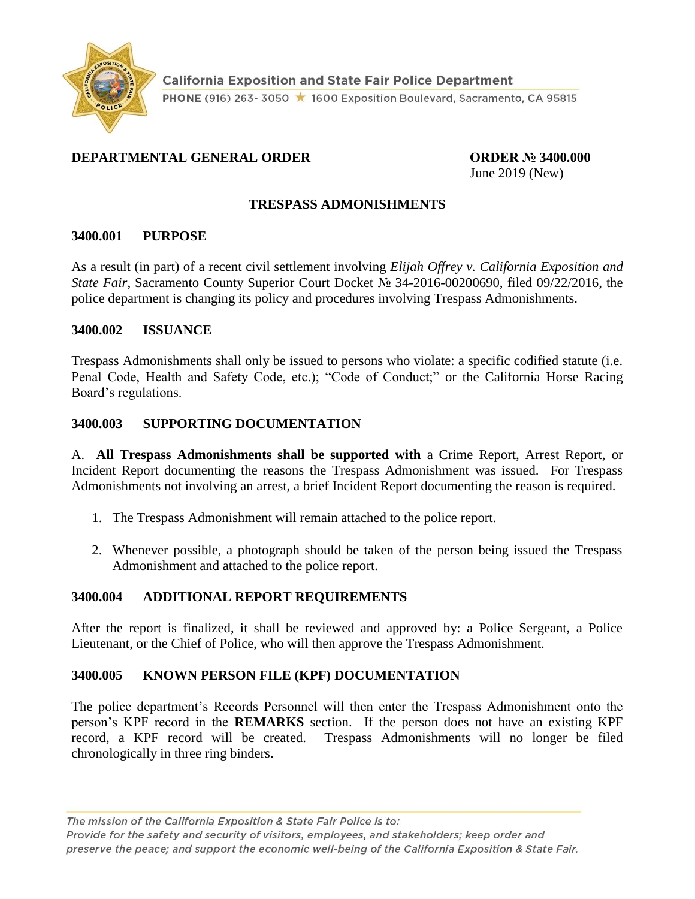California Exposition and State Fair Police Department

PHONE (916) 263- 3050 ★ 1600 Exposition Boulevard, Sacramento, CA 95815

**DEPARTMENTAL GENERAL ORDER** **ORDER № 3400.000**

June 2019 (New)

# TRESPASS ADMONISHMENTS

## 3400.001 PURPOSE

As a result (in part) of a recent civil settlement involving *Elijah Offrey v. California Exposition and State Fair*, Sacramento County Superior Court Docket № 34-2016-00200690, filed 09/22/2016, the police department is changing its policy and procedures involving Trespass Admonishments.

## 3400.002 ISSUANCE

Trespass Admonishments shall only be issued to persons who violate: a specific codified statute (i.e. Penal Code, Health and Safety Code, etc.); "Code of Conduct;" or the California Horse Racing Board's regulations.

## 3400.003 SUPPORTING DOCUMENTATION

A. **All Trespass Admonishments shall be supported with** a Crime Report, Arrest Report, or Incident Report documenting the reasons the Trespass Admonishment was issued. For Trespass Admonishments not involving an arrest, a brief Incident Report documenting the reason is required.

1. The Trespass Admonishment will remain attached to the police report.
2. Whenever possible, a photograph should be taken of the person being issued the Trespass Admonishment and attached to the police report.

## 3400.004 ADDITIONAL REPORT REQUIREMENTS

After the report is finalized, it shall be reviewed and approved by: a Police Sergeant, a Police Lieutenant, or the Chief of Police, who will then approve the Trespass Admonishment.

## 3400.005 KNOWN PERSON FILE (KPF) DOCUMENTATION

The police department's Records Personnel will then enter the Trespass Admonishment onto the person's KPF record in the **REMARKS** section. If the person does not have an existing KPF record, a KPF record will be created. Trespass Admonishments will no longer be filed chronologically in three ring binders.

*The mission of the California Exposition & State Fair Police is to:*
*Provide for the safety and security of visitors, employees, and stakeholders; keep order and preserve the peace; and support the economic well-being of the California Exposition & State Fair.*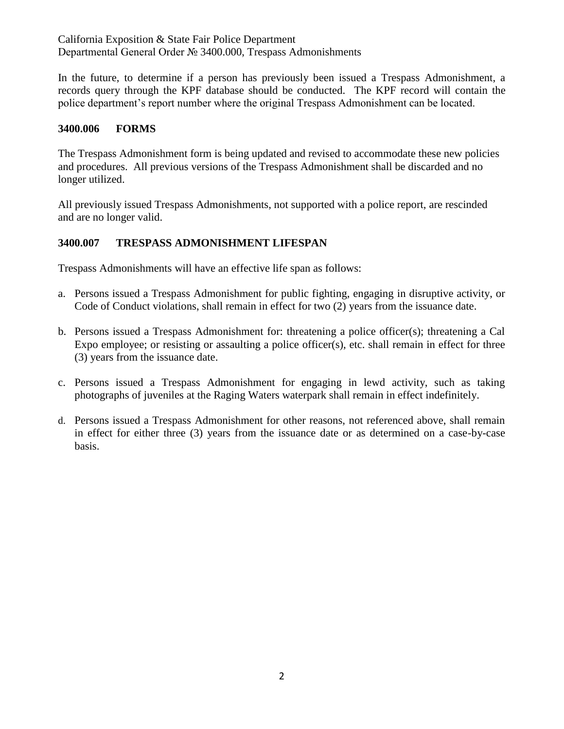In the future, to determine if a person has previously been issued a Trespass Admonishment, a records query through the KPF database should be conducted. The KPF record will contain the police department's report number where the original Trespass Admonishment can be located.

### 3400.006 FORMS

The Trespass Admonishment form is being updated and revised to accommodate these new policies and procedures. All previous versions of the Trespass Admonishment shall be discarded and no longer utilized.

All previously issued Trespass Admonishments, not supported with a police report, are rescinded and are no longer valid.

### 3400.007 TRESPASS ADMONISHMENT LIFESPAN

Trespass Admonishments will have an effective life span as follows:

a. Persons issued a Trespass Admonishment for public fighting, engaging in disruptive activity, or Code of Conduct violations, shall remain in effect for two (2) years from the issuance date.

b. Persons issued a Trespass Admonishment for: threatening a police officer(s); threatening a Cal Expo employee; or resisting or assaulting a police officer(s), etc. shall remain in effect for three (3) years from the issuance date.

c. Persons issued a Trespass Admonishment for engaging in lewd activity, such as taking photographs of juveniles at the Raging Waters waterpark shall remain in effect indefinitely.

d. Persons issued a Trespass Admonishment for other reasons, not referenced above, shall remain in effect for either three (3) years from the issuance date or as determined on a case-by-case basis.